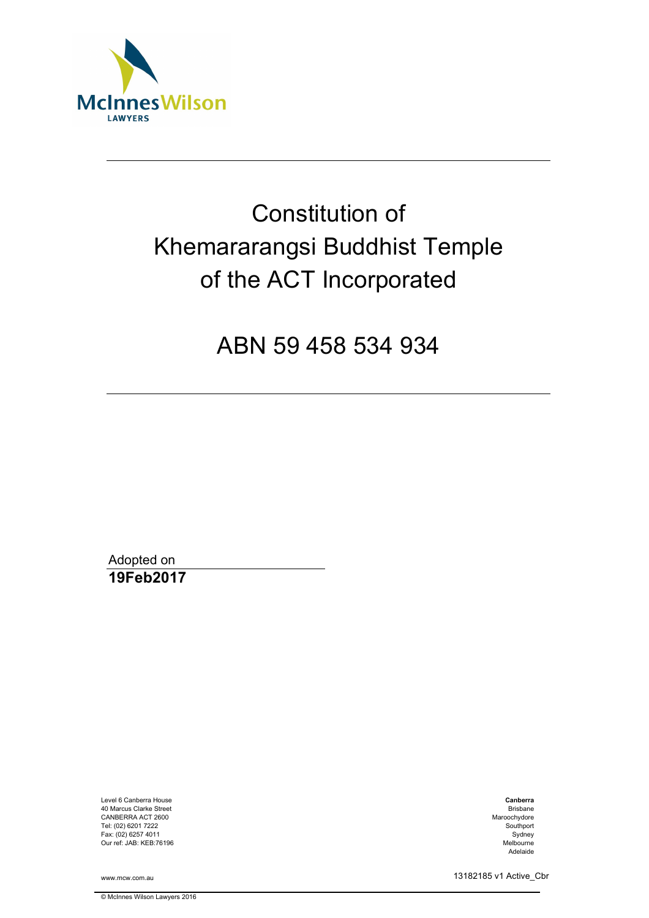McInnes Wilson
LAWYERS

# Constitution of Khemararangsi Buddhist Temple of the ACT Incorporated

## ABN 59 458 534 934

Adopted on
**19Feb2017**

Level 6 Canberra House
40 Marcus Clarke Street
CANBERRA ACT 2600
Tel: (02) 6201 7222
Fax: (02) 6257 4011
Our ref: JAB: KEB:76196

**Canberra**
Brisbane
Maroochydore
Southport
Sydney
Melbourne
Adelaide

www.mcw.com.au

13182185 v1 Active_Cbr

© McInnes Wilson Lawyers 2016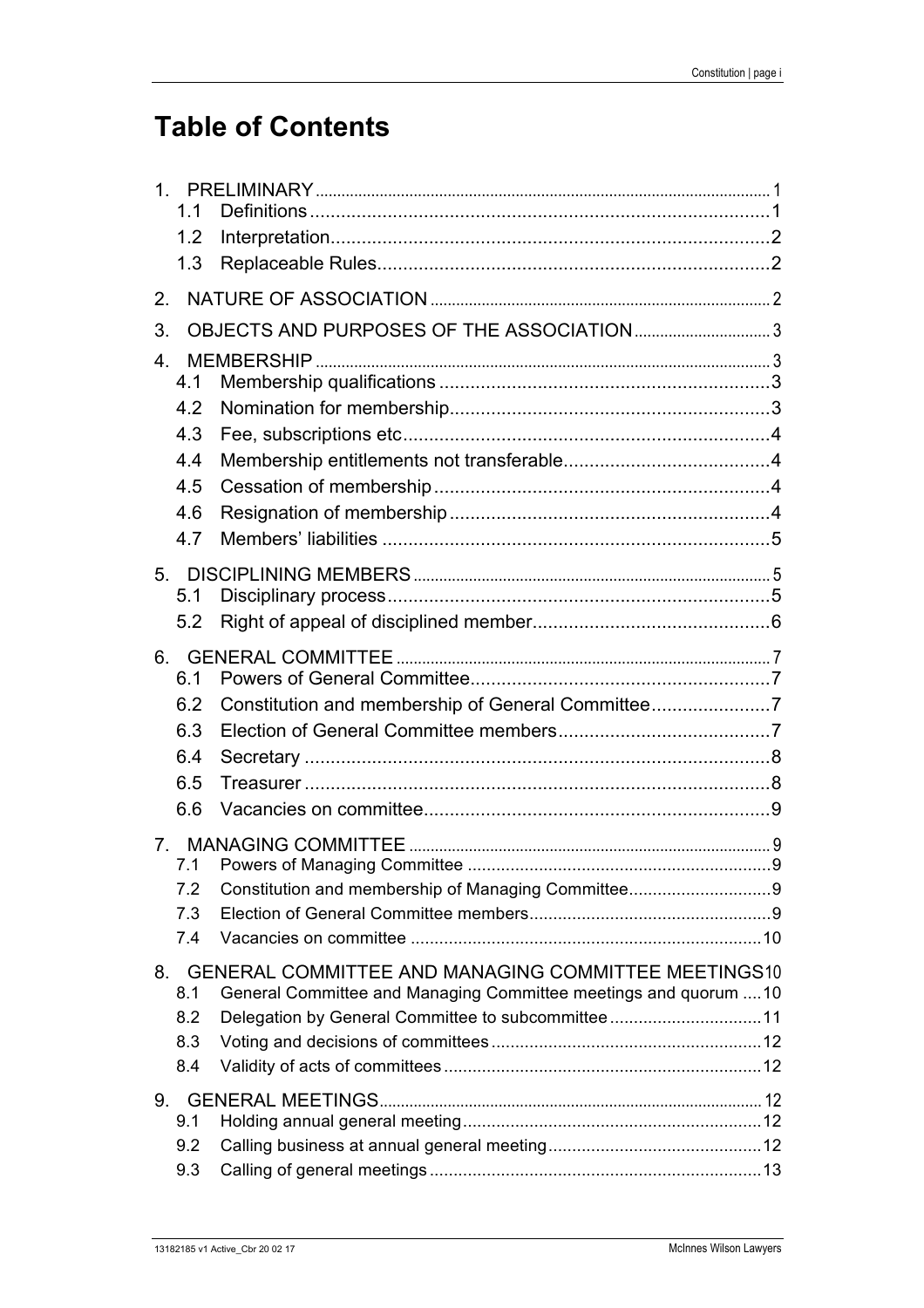# Table of Contents

1. PRELIMINARY ... 1
   - 1.1 Definitions ... 1
   - 1.2 Interpretation ... 2
   - 1.3 Replaceable Rules ... 2
2. NATURE OF ASSOCIATION ... 2
3. OBJECTS AND PURPOSES OF THE ASSOCIATION ... 3
4. MEMBERSHIP ... 3
   - 4.1 Membership qualifications ... 3
   - 4.2 Nomination for membership ... 3
   - 4.3 Fee, subscriptions etc ... 4
   - 4.4 Membership entitlements not transferable ... 4
   - 4.5 Cessation of membership ... 4
   - 4.6 Resignation of membership ... 4
   - 4.7 Members' liabilities ... 5
5. DISCIPLINING MEMBERS ... 5
   - 5.1 Disciplinary process ... 5
   - 5.2 Right of appeal of disciplined member ... 6
6. GENERAL COMMITTEE ... 7
   - 6.1 Powers of General Committee ... 7
   - 6.2 Constitution and membership of General Committee ... 7
   - 6.3 Election of General Committee members ... 7
   - 6.4 Secretary ... 8
   - 6.5 Treasurer ... 8
   - 6.6 Vacancies on committee ... 9
7. MANAGING COMMITTEE ... 9
   - 7.1 Powers of Managing Committee ... 9
   - 7.2 Constitution and membership of Managing Committee ... 9
   - 7.3 Election of General Committee members ... 9
   - 7.4 Vacancies on committee ... 10
8. GENERAL COMMITTEE AND MANAGING COMMITTEE MEETINGS ... 10
   - 8.1 General Committee and Managing Committee meetings and quorum ... 10
   - 8.2 Delegation by General Committee to subcommittee ... 11
   - 8.3 Voting and decisions of committees ... 12
   - 8.4 Validity of acts of committees ... 12
9. GENERAL MEETINGS ... 12
   - 9.1 Holding annual general meeting ... 12
   - 9.2 Calling business at annual general meeting ... 12
   - 9.3 Calling of general meetings ... 13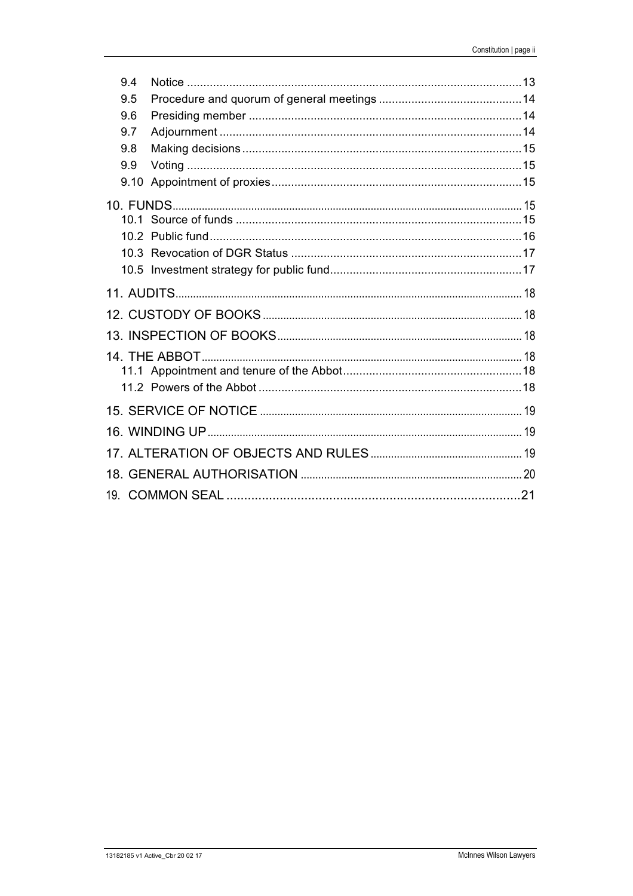9.4 Notice ..................................................................................................13
9.5 Procedure and quorum of general meetings ...........................................14
9.6 Presiding member ..................................................................................14
9.7 Adjournment ...........................................................................................14
9.8 Making decisions ....................................................................................15
9.9 Voting .....................................................................................................15
9.10 Appointment of proxies ..........................................................................15

10. FUNDS .......................................................................................................15
10.1 Source of funds .......................................................................................15
10.2 Public fund ..............................................................................................16
10.3 Revocation of DGR Status ......................................................................17
10.5 Investment strategy for public fund .........................................................17

11. AUDITS .......................................................................................................18

12. CUSTODY OF BOOKS ...............................................................................18

13. INSPECTION OF BOOKS ...........................................................................18

14. THE ABBOT ................................................................................................18
11.1 Appointment and tenure of the Abbot ......................................................18
11.2 Powers of the Abbot ...............................................................................18

15. SERVICE OF NOTICE ................................................................................19

16. WINDING UP ..............................................................................................19

17. ALTERATION OF OBJECTS AND RULES .................................................19

18. GENERAL AUTHORISATION .....................................................................20

19. COMMON SEAL ..........................................................................................21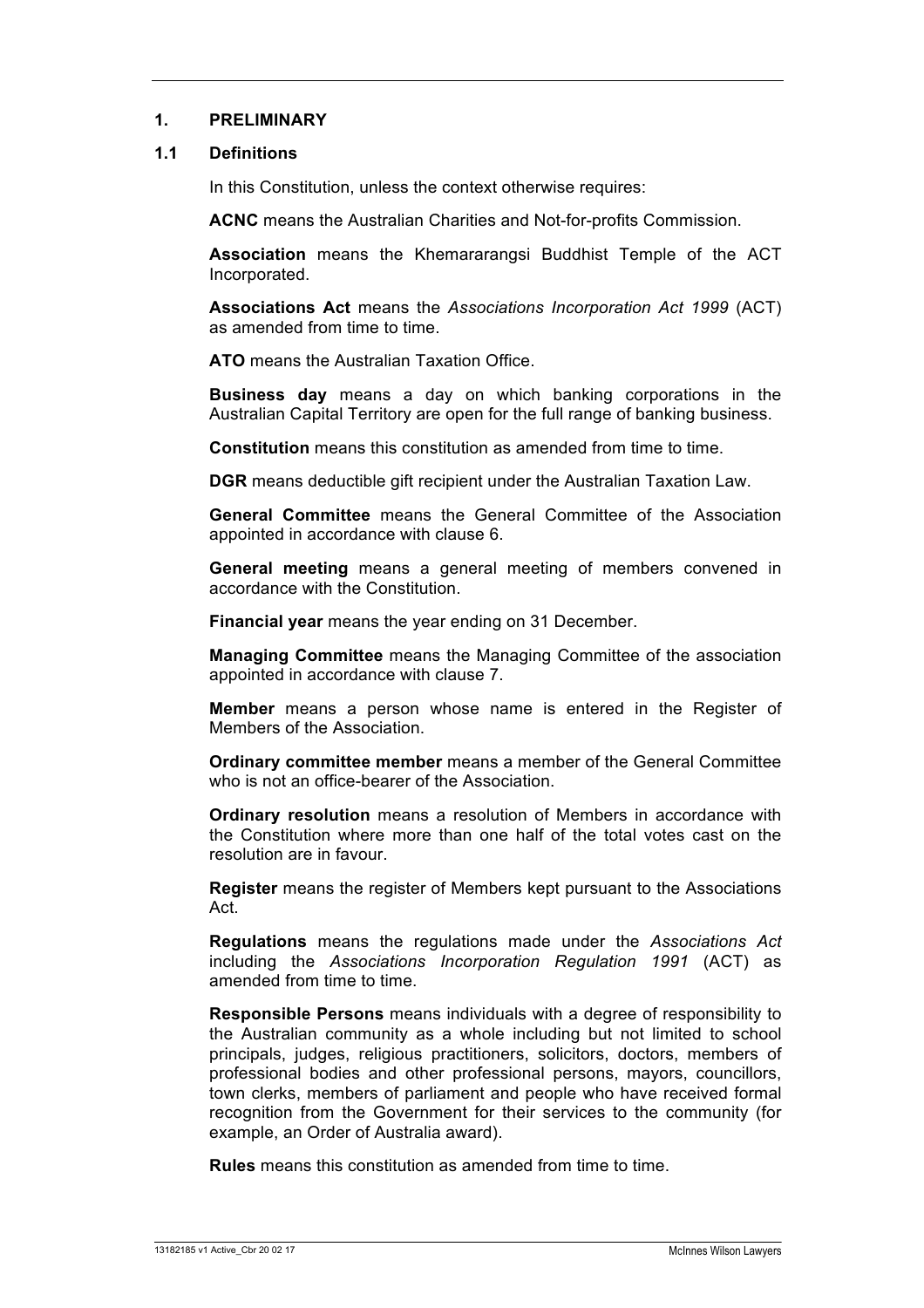## 1. PRELIMINARY

### 1.1 Definitions

In this Constitution, unless the context otherwise requires:

**ACNC** means the Australian Charities and Not-for-profits Commission.

**Association** means the Khemararangsi Buddhist Temple of the ACT Incorporated.

**Associations Act** means the *Associations Incorporation Act 1999* (ACT) as amended from time to time.

**ATO** means the Australian Taxation Office.

**Business day** means a day on which banking corporations in the Australian Capital Territory are open for the full range of banking business.

**Constitution** means this constitution as amended from time to time.

**DGR** means deductible gift recipient under the Australian Taxation Law.

**General Committee** means the General Committee of the Association appointed in accordance with clause 6.

**General meeting** means a general meeting of members convened in accordance with the Constitution.

**Financial year** means the year ending on 31 December.

**Managing Committee** means the Managing Committee of the association appointed in accordance with clause 7.

**Member** means a person whose name is entered in the Register of Members of the Association.

**Ordinary committee member** means a member of the General Committee who is not an office-bearer of the Association.

**Ordinary resolution** means a resolution of Members in accordance with the Constitution where more than one half of the total votes cast on the resolution are in favour.

**Register** means the register of Members kept pursuant to the Associations Act.

**Regulations** means the regulations made under the *Associations Act* including the *Associations Incorporation Regulation 1991* (ACT) as amended from time to time.

**Responsible Persons** means individuals with a degree of responsibility to the Australian community as a whole including but not limited to school principals, judges, religious practitioners, solicitors, doctors, members of professional bodies and other professional persons, mayors, councillors, town clerks, members of parliament and people who have received formal recognition from the Government for their services to the community (for example, an Order of Australia award).

**Rules** means this constitution as amended from time to time.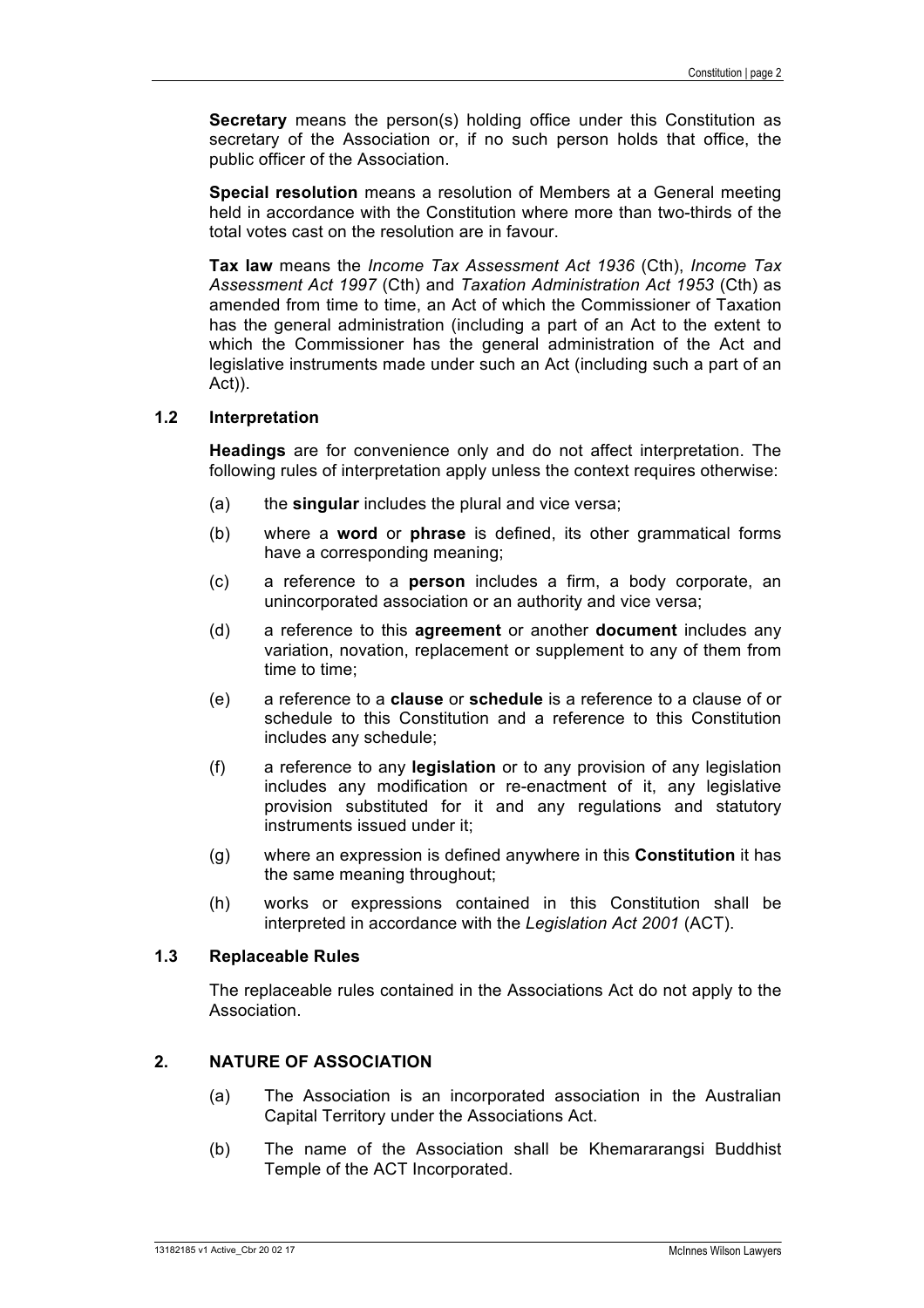**Secretary** means the person(s) holding office under this Constitution as secretary of the Association or, if no such person holds that office, the public officer of the Association.

**Special resolution** means a resolution of Members at a General meeting held in accordance with the Constitution where more than two-thirds of the total votes cast on the resolution are in favour.

**Tax law** means the *Income Tax Assessment Act 1936* (Cth), *Income Tax Assessment Act 1997* (Cth) and *Taxation Administration Act 1953* (Cth) as amended from time to time, an Act of which the Commissioner of Taxation has the general administration (including a part of an Act to the extent to which the Commissioner has the general administration of the Act and legislative instruments made under such an Act (including such a part of an Act)).

### 1.2 Interpretation

**Headings** are for convenience only and do not affect interpretation. The following rules of interpretation apply unless the context requires otherwise:

(a) the **singular** includes the plural and vice versa;

(b) where a **word** or **phrase** is defined, its other grammatical forms have a corresponding meaning;

(c) a reference to a **person** includes a firm, a body corporate, an unincorporated association or an authority and vice versa;

(d) a reference to this **agreement** or another **document** includes any variation, novation, replacement or supplement to any of them from time to time;

(e) a reference to a **clause** or **schedule** is a reference to a clause of or schedule to this Constitution and a reference to this Constitution includes any schedule;

(f) a reference to any **legislation** or to any provision of any legislation includes any modification or re-enactment of it, any legislative provision substituted for it and any regulations and statutory instruments issued under it;

(g) where an expression is defined anywhere in this **Constitution** it has the same meaning throughout;

(h) works or expressions contained in this Constitution shall be interpreted in accordance with the *Legislation Act 2001* (ACT).

### 1.3 Replaceable Rules

The replaceable rules contained in the Associations Act do not apply to the Association.

## 2. NATURE OF ASSOCIATION

(a) The Association is an incorporated association in the Australian Capital Territory under the Associations Act.

(b) The name of the Association shall be Khemararangsi Buddhist Temple of the ACT Incorporated.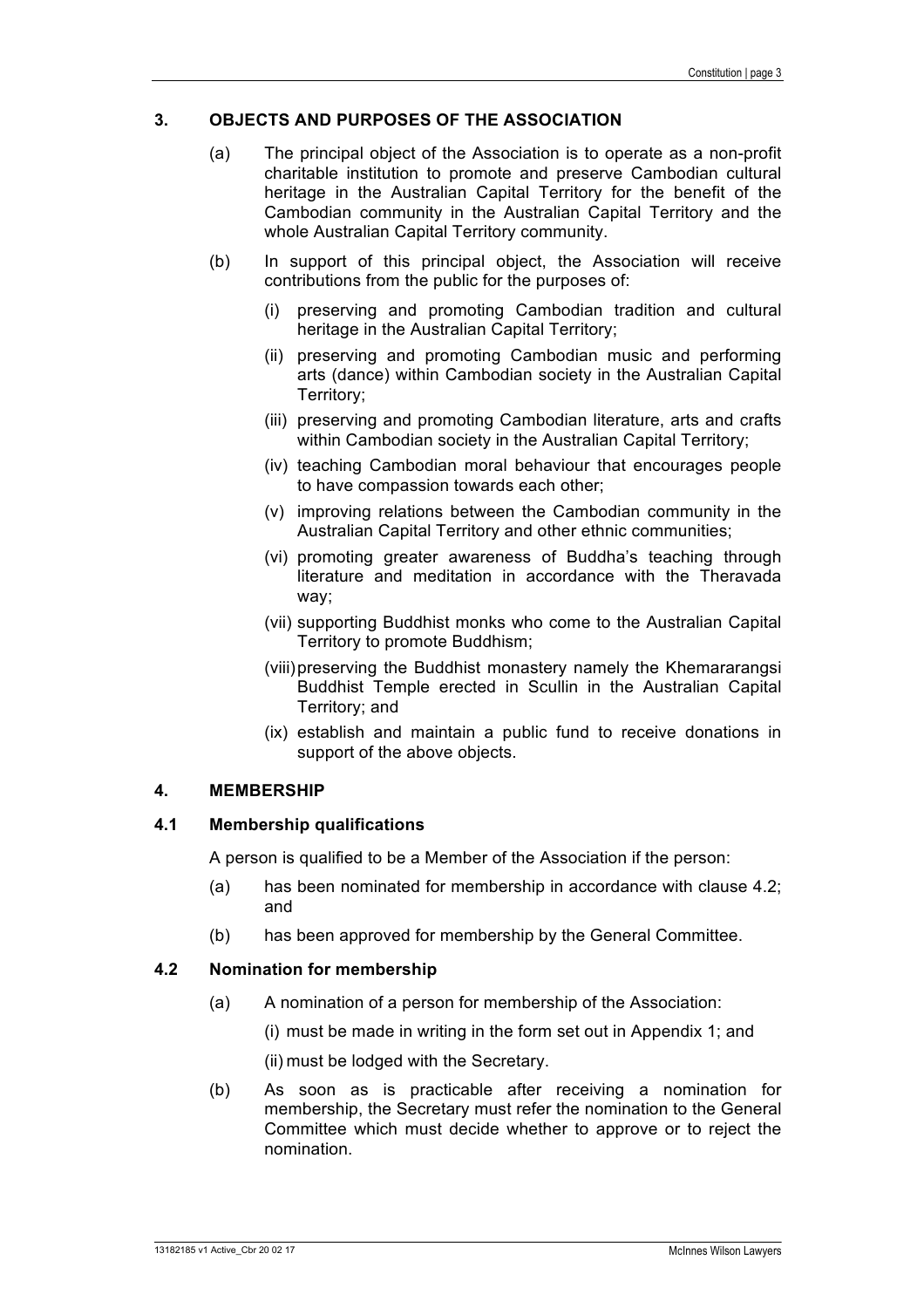## 3. OBJECTS AND PURPOSES OF THE ASSOCIATION

(a) The principal object of the Association is to operate as a non-profit charitable institution to promote and preserve Cambodian cultural heritage in the Australian Capital Territory for the benefit of the Cambodian community in the Australian Capital Territory and the whole Australian Capital Territory community.

(b) In support of this principal object, the Association will receive contributions from the public for the purposes of:

(i) preserving and promoting Cambodian tradition and cultural heritage in the Australian Capital Territory;

(ii) preserving and promoting Cambodian music and performing arts (dance) within Cambodian society in the Australian Capital Territory;

(iii) preserving and promoting Cambodian literature, arts and crafts within Cambodian society in the Australian Capital Territory;

(iv) teaching Cambodian moral behaviour that encourages people to have compassion towards each other;

(v) improving relations between the Cambodian community in the Australian Capital Territory and other ethnic communities;

(vi) promoting greater awareness of Buddha's teaching through literature and meditation in accordance with the Theravada way;

(vii) supporting Buddhist monks who come to the Australian Capital Territory to promote Buddhism;

(viii) preserving the Buddhist monastery namely the Khemararangsi Buddhist Temple erected in Scullin in the Australian Capital Territory; and

(ix) establish and maintain a public fund to receive donations in support of the above objects.

## 4. MEMBERSHIP

### 4.1 Membership qualifications

A person is qualified to be a Member of the Association if the person:

(a) has been nominated for membership in accordance with clause 4.2; and

(b) has been approved for membership by the General Committee.

### 4.2 Nomination for membership

(a) A nomination of a person for membership of the Association:

(i) must be made in writing in the form set out in Appendix 1; and

(ii) must be lodged with the Secretary.

(b) As soon as is practicable after receiving a nomination for membership, the Secretary must refer the nomination to the General Committee which must decide whether to approve or to reject the nomination.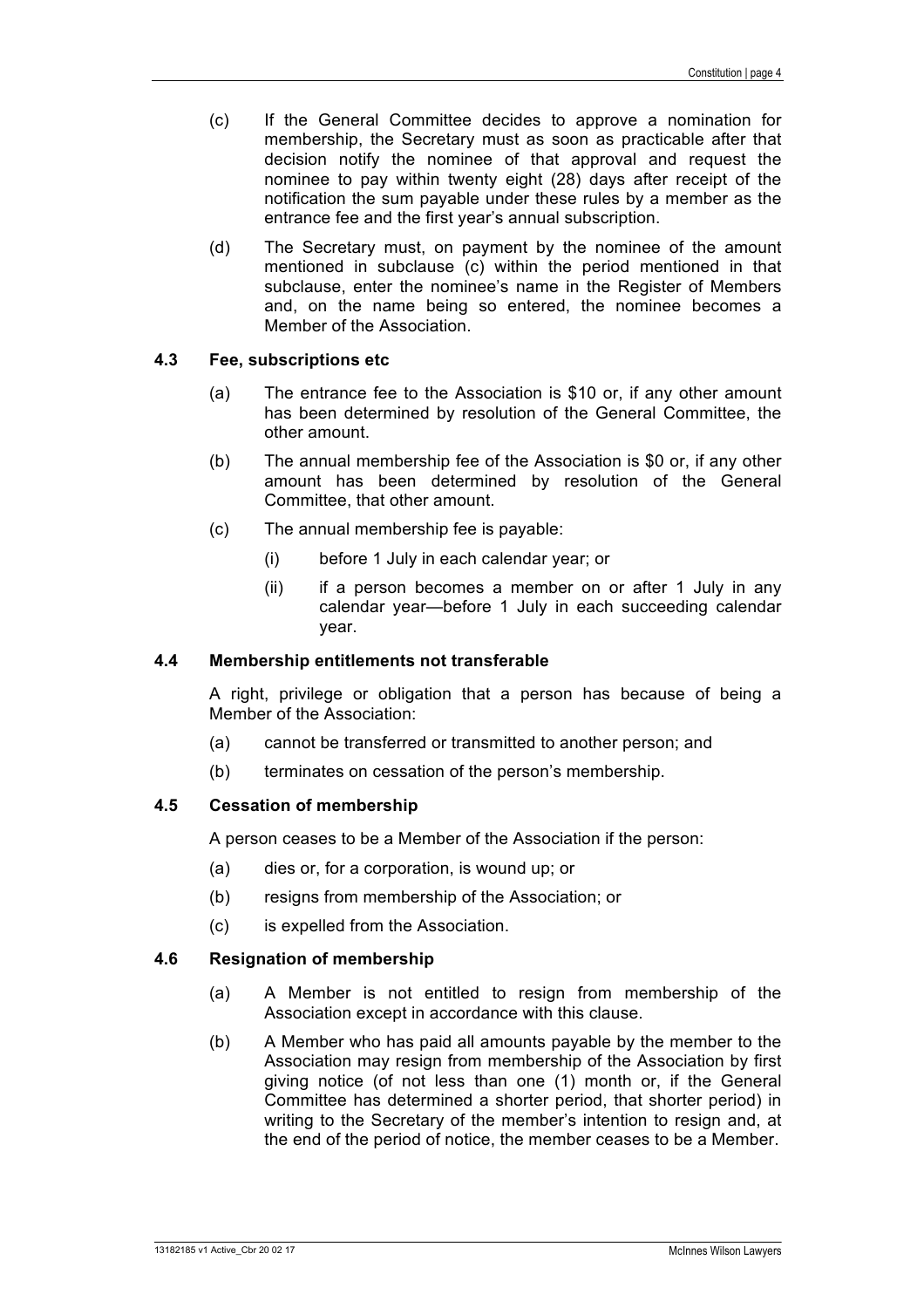(c) If the General Committee decides to approve a nomination for membership, the Secretary must as soon as practicable after that decision notify the nominee of that approval and request the nominee to pay within twenty eight (28) days after receipt of the notification the sum payable under these rules by a member as the entrance fee and the first year's annual subscription.

(d) The Secretary must, on payment by the nominee of the amount mentioned in subclause (c) within the period mentioned in that subclause, enter the nominee's name in the Register of Members and, on the name being so entered, the nominee becomes a Member of the Association.

### 4.3 Fee, subscriptions etc

(a) The entrance fee to the Association is $10 or, if any other amount has been determined by resolution of the General Committee, the other amount.

(b) The annual membership fee of the Association is $0 or, if any other amount has been determined by resolution of the General Committee, that other amount.

(c) The annual membership fee is payable:

(i) before 1 July in each calendar year; or

(ii) if a person becomes a member on or after 1 July in any calendar year—before 1 July in each succeeding calendar year.

### 4.4 Membership entitlements not transferable

A right, privilege or obligation that a person has because of being a Member of the Association:

(a) cannot be transferred or transmitted to another person; and

(b) terminates on cessation of the person's membership.

### 4.5 Cessation of membership

A person ceases to be a Member of the Association if the person:

(a) dies or, for a corporation, is wound up; or

(b) resigns from membership of the Association; or

(c) is expelled from the Association.

### 4.6 Resignation of membership

(a) A Member is not entitled to resign from membership of the Association except in accordance with this clause.

(b) A Member who has paid all amounts payable by the member to the Association may resign from membership of the Association by first giving notice (of not less than one (1) month or, if the General Committee has determined a shorter period, that shorter period) in writing to the Secretary of the member's intention to resign and, at the end of the period of notice, the member ceases to be a Member.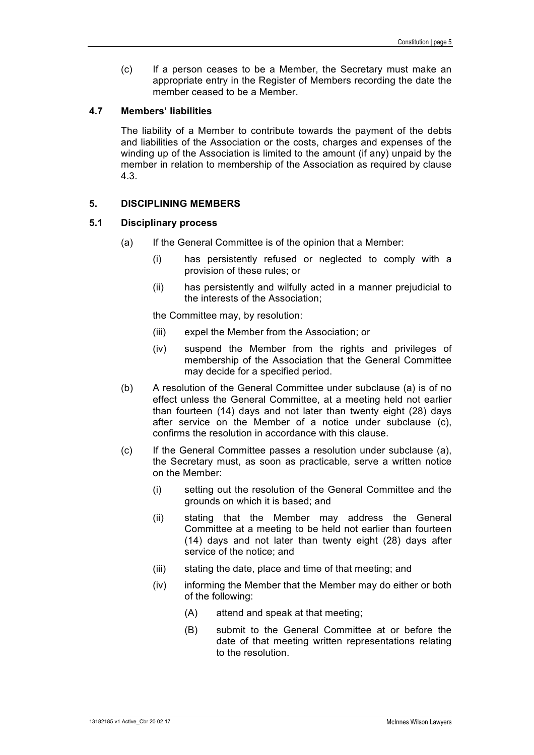(c) If a person ceases to be a Member, the Secretary must make an appropriate entry in the Register of Members recording the date the member ceased to be a Member.

### 4.7 Members' liabilities

The liability of a Member to contribute towards the payment of the debts and liabilities of the Association or the costs, charges and expenses of the winding up of the Association is limited to the amount (if any) unpaid by the member in relation to membership of the Association as required by clause 4.3.

## 5. DISCIPLINING MEMBERS

### 5.1 Disciplinary process

(a) If the General Committee is of the opinion that a Member:

(i) has persistently refused or neglected to comply with a provision of these rules; or

(ii) has persistently and wilfully acted in a manner prejudicial to the interests of the Association;

the Committee may, by resolution:

(iii) expel the Member from the Association; or

(iv) suspend the Member from the rights and privileges of membership of the Association that the General Committee may decide for a specified period.

(b) A resolution of the General Committee under subclause (a) is of no effect unless the General Committee, at a meeting held not earlier than fourteen (14) days and not later than twenty eight (28) days after service on the Member of a notice under subclause (c), confirms the resolution in accordance with this clause.

(c) If the General Committee passes a resolution under subclause (a), the Secretary must, as soon as practicable, serve a written notice on the Member:

(i) setting out the resolution of the General Committee and the grounds on which it is based; and

(ii) stating that the Member may address the General Committee at a meeting to be held not earlier than fourteen (14) days and not later than twenty eight (28) days after service of the notice; and

(iii) stating the date, place and time of that meeting; and

(iv) informing the Member that the Member may do either or both of the following:

(A) attend and speak at that meeting;

(B) submit to the General Committee at or before the date of that meeting written representations relating to the resolution.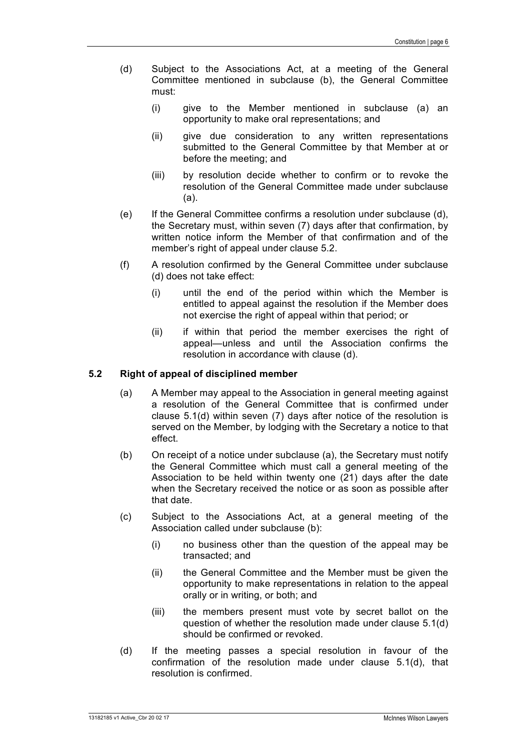(d) Subject to the Associations Act, at a meeting of the General Committee mentioned in subclause (b), the General Committee must:

   (i) give to the Member mentioned in subclause (a) an opportunity to make oral representations; and

   (ii) give due consideration to any written representations submitted to the General Committee by that Member at or before the meeting; and

   (iii) by resolution decide whether to confirm or to revoke the resolution of the General Committee made under subclause (a).

(e) If the General Committee confirms a resolution under subclause (d), the Secretary must, within seven (7) days after that confirmation, by written notice inform the Member of that confirmation and of the member's right of appeal under clause 5.2.

(f) A resolution confirmed by the General Committee under subclause (d) does not take effect:

   (i) until the end of the period within which the Member is entitled to appeal against the resolution if the Member does not exercise the right of appeal within that period; or

   (ii) if within that period the member exercises the right of appeal—unless and until the Association confirms the resolution in accordance with clause (d).

### 5.2 Right of appeal of disciplined member

(a) A Member may appeal to the Association in general meeting against a resolution of the General Committee that is confirmed under clause 5.1(d) within seven (7) days after notice of the resolution is served on the Member, by lodging with the Secretary a notice to that effect.

(b) On receipt of a notice under subclause (a), the Secretary must notify the General Committee which must call a general meeting of the Association to be held within twenty one (21) days after the date when the Secretary received the notice or as soon as possible after that date.

(c) Subject to the Associations Act, at a general meeting of the Association called under subclause (b):

   (i) no business other than the question of the appeal may be transacted; and

   (ii) the General Committee and the Member must be given the opportunity to make representations in relation to the appeal orally or in writing, or both; and

   (iii) the members present must vote by secret ballot on the question of whether the resolution made under clause 5.1(d) should be confirmed or revoked.

(d) If the meeting passes a special resolution in favour of the confirmation of the resolution made under clause 5.1(d), that resolution is confirmed.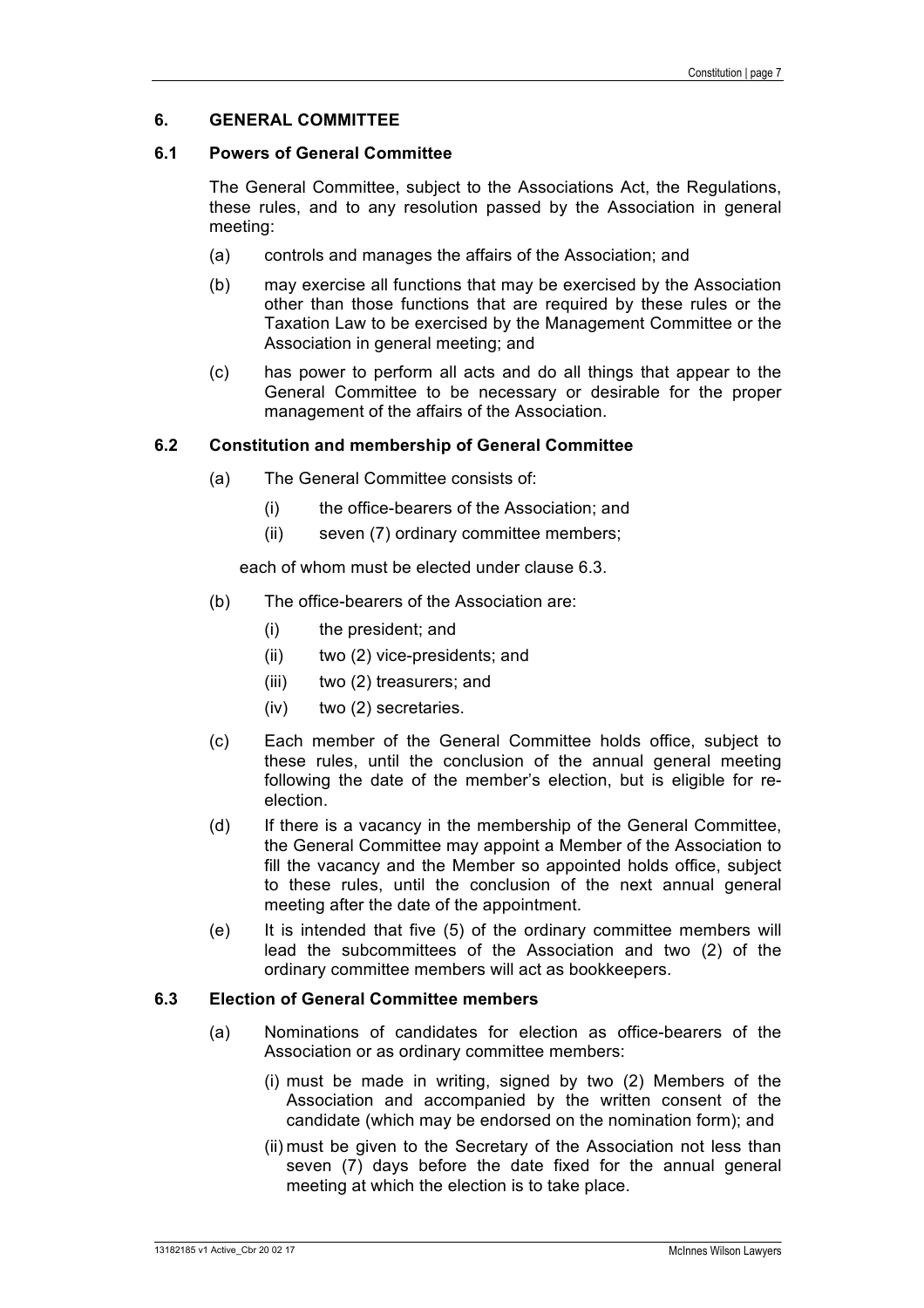## 6. GENERAL COMMITTEE

### 6.1 Powers of General Committee

The General Committee, subject to the Associations Act, the Regulations, these rules, and to any resolution passed by the Association in general meeting:

(a) controls and manages the affairs of the Association; and

(b) may exercise all functions that may be exercised by the Association other than those functions that are required by these rules or the Taxation Law to be exercised by the Management Committee or the Association in general meeting; and

(c) has power to perform all acts and do all things that appear to the General Committee to be necessary or desirable for the proper management of the affairs of the Association.

### 6.2 Constitution and membership of General Committee

(a) The General Committee consists of:

  (i) the office-bearers of the Association; and

  (ii) seven (7) ordinary committee members;

each of whom must be elected under clause 6.3.

(b) The office-bearers of the Association are:

  (i) the president; and

  (ii) two (2) vice-presidents; and

  (iii) two (2) treasurers; and

  (iv) two (2) secretaries.

(c) Each member of the General Committee holds office, subject to these rules, until the conclusion of the annual general meeting following the date of the member's election, but is eligible for re-election.

(d) If there is a vacancy in the membership of the General Committee, the General Committee may appoint a Member of the Association to fill the vacancy and the Member so appointed holds office, subject to these rules, until the conclusion of the next annual general meeting after the date of the appointment.

(e) It is intended that five (5) of the ordinary committee members will lead the subcommittees of the Association and two (2) of the ordinary committee members will act as bookkeepers.

### 6.3 Election of General Committee members

(a) Nominations of candidates for election as office-bearers of the Association or as ordinary committee members:

  (i) must be made in writing, signed by two (2) Members of the Association and accompanied by the written consent of the candidate (which may be endorsed on the nomination form); and

  (ii) must be given to the Secretary of the Association not less than seven (7) days before the date fixed for the annual general meeting at which the election is to take place.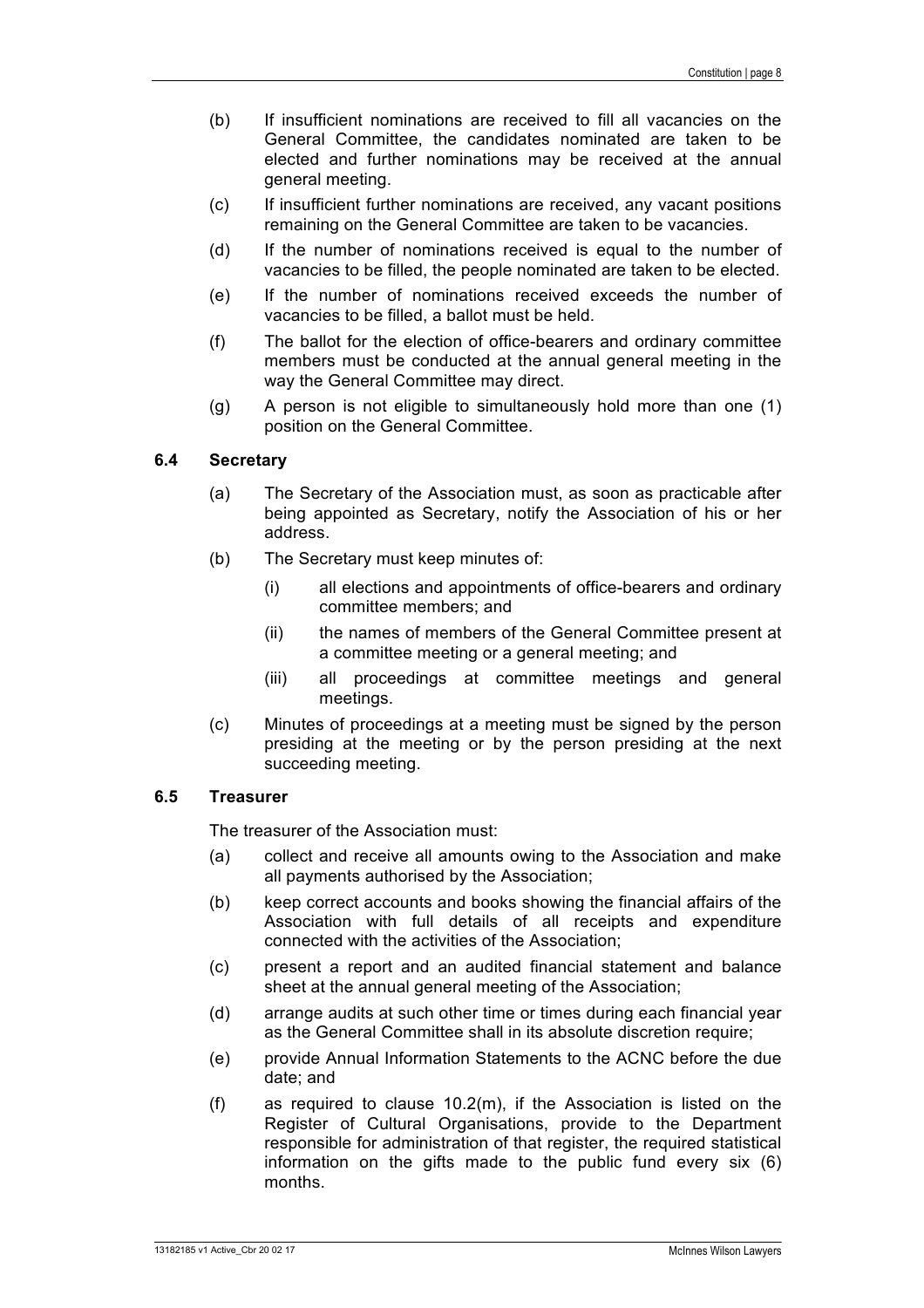(b) If insufficient nominations are received to fill all vacancies on the General Committee, the candidates nominated are taken to be elected and further nominations may be received at the annual general meeting.

(c) If insufficient further nominations are received, any vacant positions remaining on the General Committee are taken to be vacancies.

(d) If the number of nominations received is equal to the number of vacancies to be filled, the people nominated are taken to be elected.

(e) If the number of nominations received exceeds the number of vacancies to be filled, a ballot must be held.

(f) The ballot for the election of office-bearers and ordinary committee members must be conducted at the annual general meeting in the way the General Committee may direct.

(g) A person is not eligible to simultaneously hold more than one (1) position on the General Committee.

### 6.4 Secretary

(a) The Secretary of the Association must, as soon as practicable after being appointed as Secretary, notify the Association of his or her address.

(b) The Secretary must keep minutes of:

(i) all elections and appointments of office-bearers and ordinary committee members; and

(ii) the names of members of the General Committee present at a committee meeting or a general meeting; and

(iii) all proceedings at committee meetings and general meetings.

(c) Minutes of proceedings at a meeting must be signed by the person presiding at the meeting or by the person presiding at the next succeeding meeting.

### 6.5 Treasurer

The treasurer of the Association must:

(a) collect and receive all amounts owing to the Association and make all payments authorised by the Association;

(b) keep correct accounts and books showing the financial affairs of the Association with full details of all receipts and expenditure connected with the activities of the Association;

(c) present a report and an audited financial statement and balance sheet at the annual general meeting of the Association;

(d) arrange audits at such other time or times during each financial year as the General Committee shall in its absolute discretion require;

(e) provide Annual Information Statements to the ACNC before the due date; and

(f) as required to clause 10.2(m), if the Association is listed on the Register of Cultural Organisations, provide to the Department responsible for administration of that register, the required statistical information on the gifts made to the public fund every six (6) months.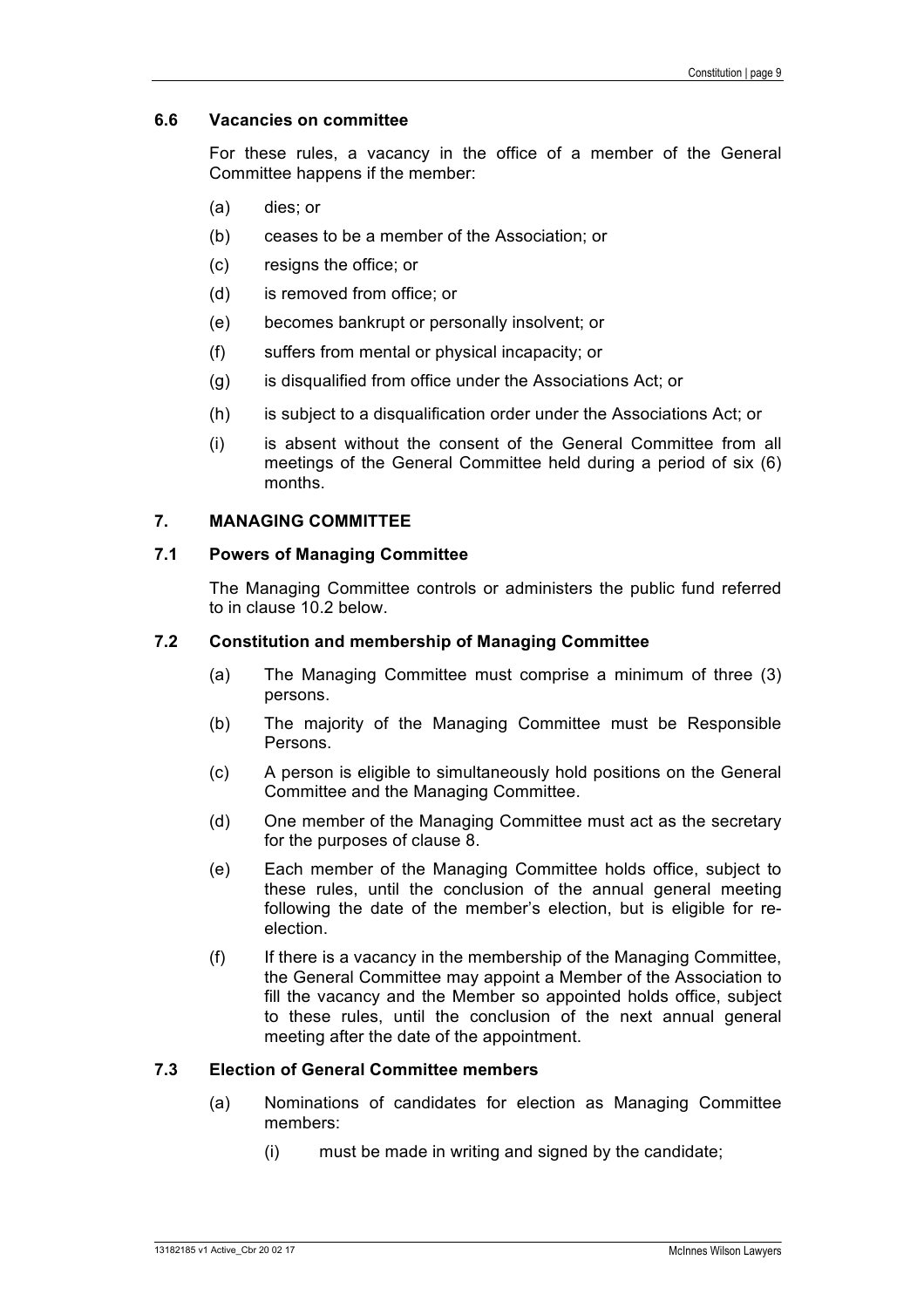### 6.6 Vacancies on committee

For these rules, a vacancy in the office of a member of the General Committee happens if the member:

(a) dies; or

(b) ceases to be a member of the Association; or

(c) resigns the office; or

(d) is removed from office; or

(e) becomes bankrupt or personally insolvent; or

(f) suffers from mental or physical incapacity; or

(g) is disqualified from office under the Associations Act; or

(h) is subject to a disqualification order under the Associations Act; or

(i) is absent without the consent of the General Committee from all meetings of the General Committee held during a period of six (6) months.

## 7. MANAGING COMMITTEE

### 7.1 Powers of Managing Committee

The Managing Committee controls or administers the public fund referred to in clause 10.2 below.

### 7.2 Constitution and membership of Managing Committee

(a) The Managing Committee must comprise a minimum of three (3) persons.

(b) The majority of the Managing Committee must be Responsible Persons.

(c) A person is eligible to simultaneously hold positions on the General Committee and the Managing Committee.

(d) One member of the Managing Committee must act as the secretary for the purposes of clause 8.

(e) Each member of the Managing Committee holds office, subject to these rules, until the conclusion of the annual general meeting following the date of the member's election, but is eligible for re-election.

(f) If there is a vacancy in the membership of the Managing Committee, the General Committee may appoint a Member of the Association to fill the vacancy and the Member so appointed holds office, subject to these rules, until the conclusion of the next annual general meeting after the date of the appointment.

### 7.3 Election of General Committee members

(a) Nominations of candidates for election as Managing Committee members:

(i) must be made in writing and signed by the candidate;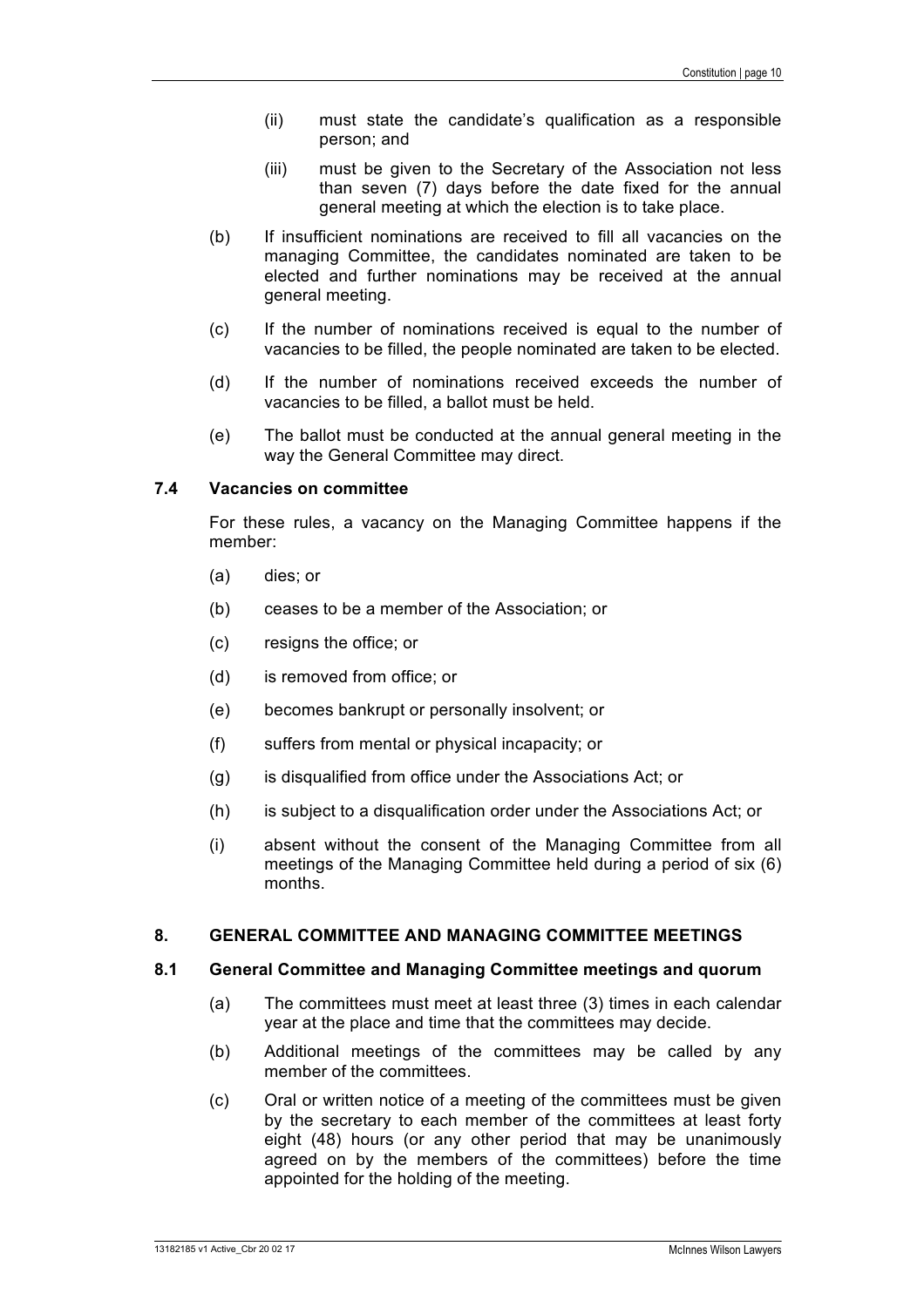(ii) must state the candidate's qualification as a responsible person; and

(iii) must be given to the Secretary of the Association not less than seven (7) days before the date fixed for the annual general meeting at which the election is to take place.

(b) If insufficient nominations are received to fill all vacancies on the managing Committee, the candidates nominated are taken to be elected and further nominations may be received at the annual general meeting.

(c) If the number of nominations received is equal to the number of vacancies to be filled, the people nominated are taken to be elected.

(d) If the number of nominations received exceeds the number of vacancies to be filled, a ballot must be held.

(e) The ballot must be conducted at the annual general meeting in the way the General Committee may direct.

### 7.4 Vacancies on committee

For these rules, a vacancy on the Managing Committee happens if the member:

(a) dies; or

(b) ceases to be a member of the Association; or

(c) resigns the office; or

(d) is removed from office; or

(e) becomes bankrupt or personally insolvent; or

(f) suffers from mental or physical incapacity; or

(g) is disqualified from office under the Associations Act; or

(h) is subject to a disqualification order under the Associations Act; or

(i) absent without the consent of the Managing Committee from all meetings of the Managing Committee held during a period of six (6) months.

## 8. GENERAL COMMITTEE AND MANAGING COMMITTEE MEETINGS

### 8.1 General Committee and Managing Committee meetings and quorum

(a) The committees must meet at least three (3) times in each calendar year at the place and time that the committees may decide.

(b) Additional meetings of the committees may be called by any member of the committees.

(c) Oral or written notice of a meeting of the committees must be given by the secretary to each member of the committees at least forty eight (48) hours (or any other period that may be unanimously agreed on by the members of the committees) before the time appointed for the holding of the meeting.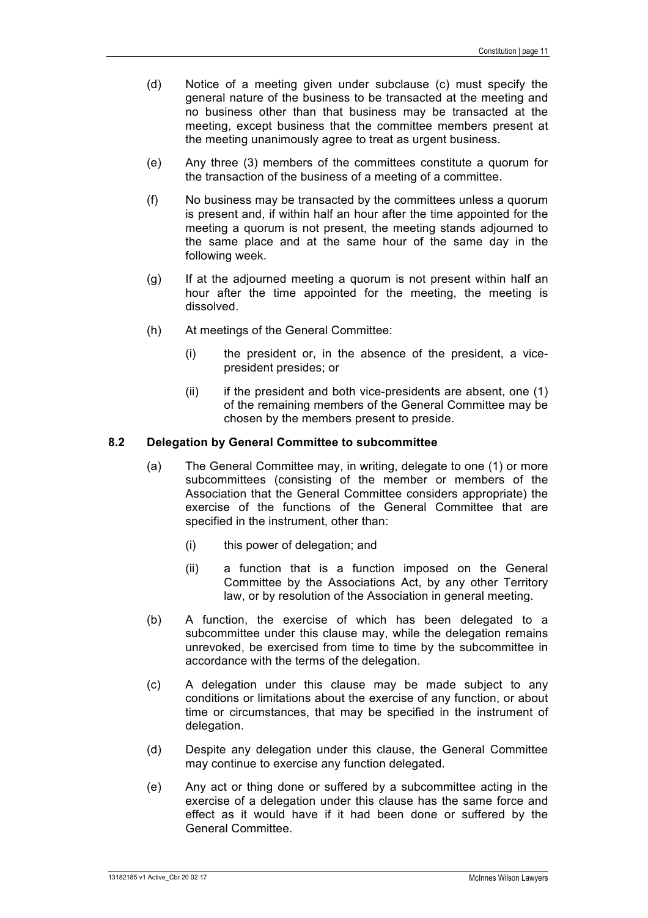(d) Notice of a meeting given under subclause (c) must specify the general nature of the business to be transacted at the meeting and no business other than that business may be transacted at the meeting, except business that the committee members present at the meeting unanimously agree to treat as urgent business.

(e) Any three (3) members of the committees constitute a quorum for the transaction of the business of a meeting of a committee.

(f) No business may be transacted by the committees unless a quorum is present and, if within half an hour after the time appointed for the meeting a quorum is not present, the meeting stands adjourned to the same place and at the same hour of the same day in the following week.

(g) If at the adjourned meeting a quorum is not present within half an hour after the time appointed for the meeting, the meeting is dissolved.

(h) At meetings of the General Committee:

  (i) the president or, in the absence of the president, a vice-president presides; or

  (ii) if the president and both vice-presidents are absent, one (1) of the remaining members of the General Committee may be chosen by the members present to preside.

### 8.2 Delegation by General Committee to subcommittee

(a) The General Committee may, in writing, delegate to one (1) or more subcommittees (consisting of the member or members of the Association that the General Committee considers appropriate) the exercise of the functions of the General Committee that are specified in the instrument, other than:

  (i) this power of delegation; and

  (ii) a function that is a function imposed on the General Committee by the Associations Act, by any other Territory law, or by resolution of the Association in general meeting.

(b) A function, the exercise of which has been delegated to a subcommittee under this clause may, while the delegation remains unrevoked, be exercised from time to time by the subcommittee in accordance with the terms of the delegation.

(c) A delegation under this clause may be made subject to any conditions or limitations about the exercise of any function, or about time or circumstances, that may be specified in the instrument of delegation.

(d) Despite any delegation under this clause, the General Committee may continue to exercise any function delegated.

(e) Any act or thing done or suffered by a subcommittee acting in the exercise of a delegation under this clause has the same force and effect as it would have if it had been done or suffered by the General Committee.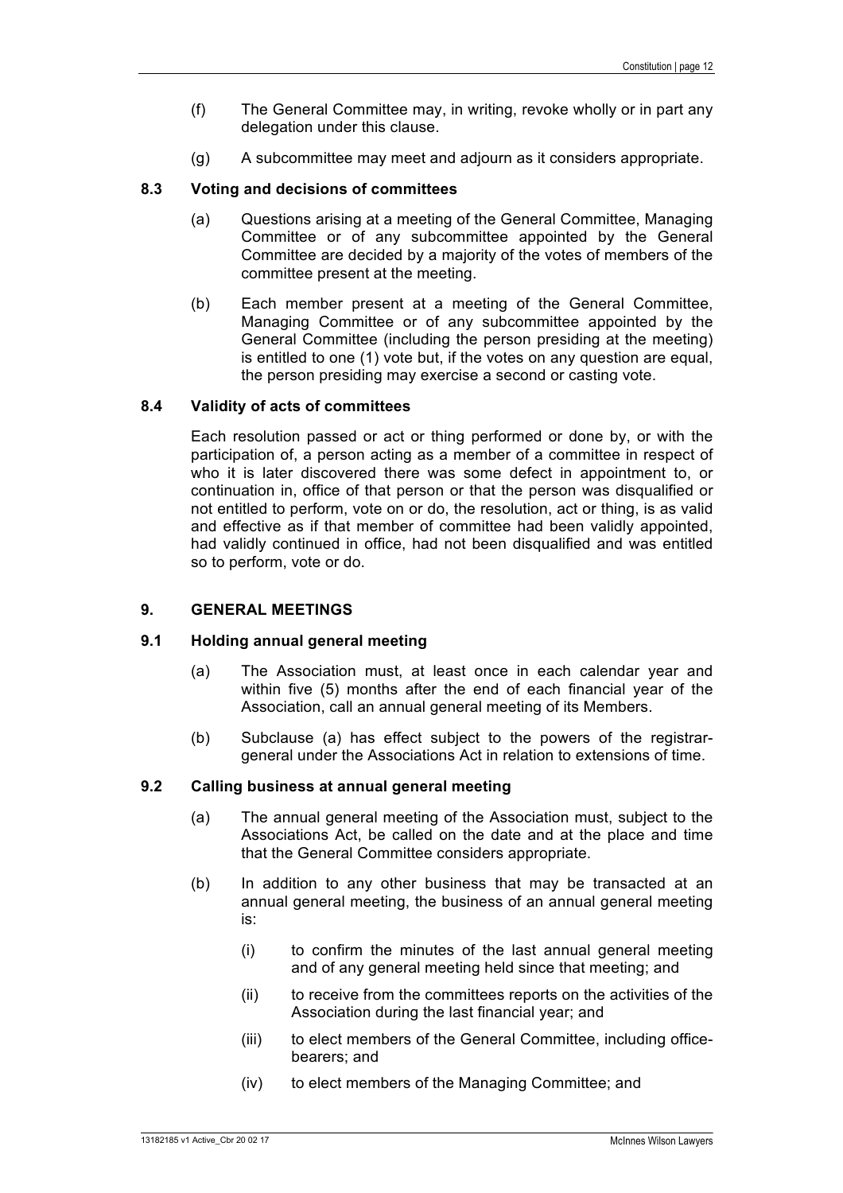(f) The General Committee may, in writing, revoke wholly or in part any delegation under this clause.

(g) A subcommittee may meet and adjourn as it considers appropriate.

### 8.3 Voting and decisions of committees

(a) Questions arising at a meeting of the General Committee, Managing Committee or of any subcommittee appointed by the General Committee are decided by a majority of the votes of members of the committee present at the meeting.

(b) Each member present at a meeting of the General Committee, Managing Committee or of any subcommittee appointed by the General Committee (including the person presiding at the meeting) is entitled to one (1) vote but, if the votes on any question are equal, the person presiding may exercise a second or casting vote.

### 8.4 Validity of acts of committees

Each resolution passed or act or thing performed or done by, or with the participation of, a person acting as a member of a committee in respect of who it is later discovered there was some defect in appointment to, or continuation in, office of that person or that the person was disqualified or not entitled to perform, vote on or do, the resolution, act or thing, is as valid and effective as if that member of committee had been validly appointed, had validly continued in office, had not been disqualified and was entitled so to perform, vote or do.

## 9. GENERAL MEETINGS

### 9.1 Holding annual general meeting

(a) The Association must, at least once in each calendar year and within five (5) months after the end of each financial year of the Association, call an annual general meeting of its Members.

(b) Subclause (a) has effect subject to the powers of the registrar-general under the Associations Act in relation to extensions of time.

### 9.2 Calling business at annual general meeting

(a) The annual general meeting of the Association must, subject to the Associations Act, be called on the date and at the place and time that the General Committee considers appropriate.

(b) In addition to any other business that may be transacted at an annual general meeting, the business of an annual general meeting is:

(i) to confirm the minutes of the last annual general meeting and of any general meeting held since that meeting; and

(ii) to receive from the committees reports on the activities of the Association during the last financial year; and

(iii) to elect members of the General Committee, including office-bearers; and

(iv) to elect members of the Managing Committee; and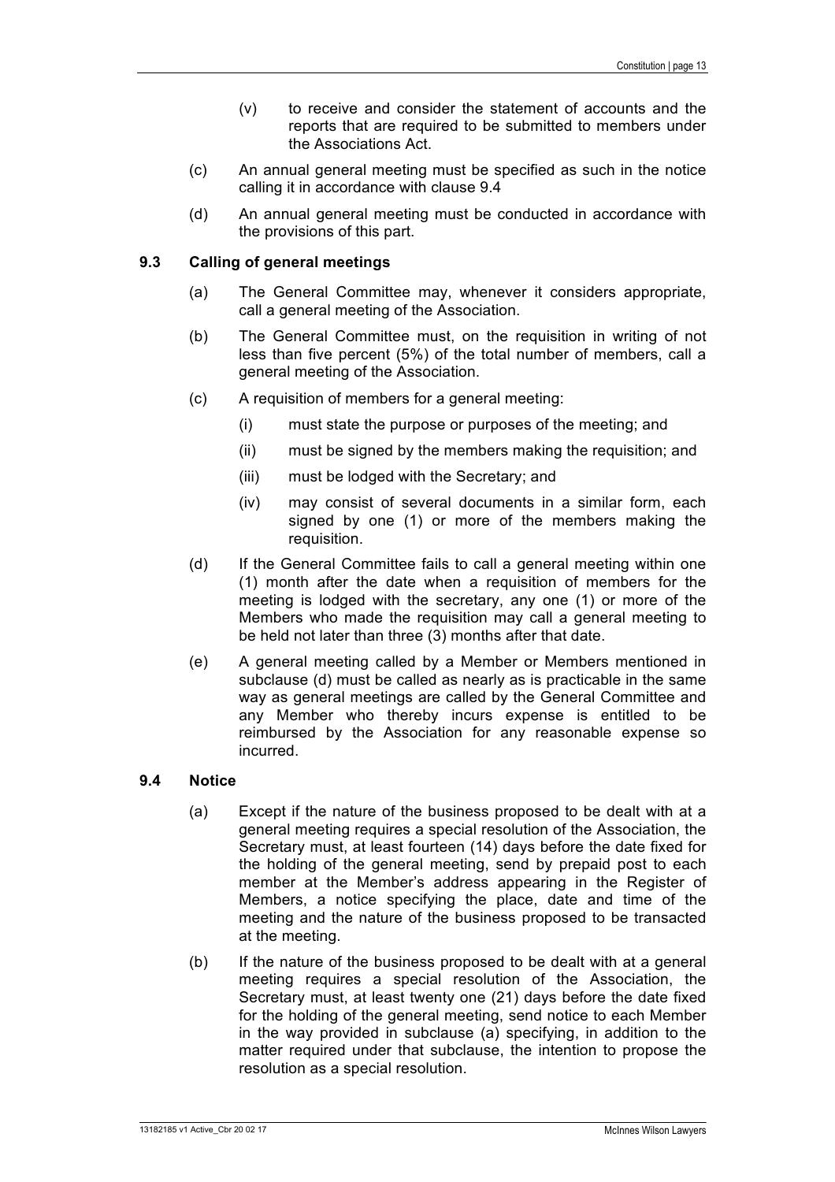(v) to receive and consider the statement of accounts and the reports that are required to be submitted to members under the Associations Act.

(c) An annual general meeting must be specified as such in the notice calling it in accordance with clause 9.4

(d) An annual general meeting must be conducted in accordance with the provisions of this part.

### 9.3 Calling of general meetings

(a) The General Committee may, whenever it considers appropriate, call a general meeting of the Association.

(b) The General Committee must, on the requisition in writing of not less than five percent (5%) of the total number of members, call a general meeting of the Association.

(c) A requisition of members for a general meeting:

(i) must state the purpose or purposes of the meeting; and

(ii) must be signed by the members making the requisition; and

(iii) must be lodged with the Secretary; and

(iv) may consist of several documents in a similar form, each signed by one (1) or more of the members making the requisition.

(d) If the General Committee fails to call a general meeting within one (1) month after the date when a requisition of members for the meeting is lodged with the secretary, any one (1) or more of the Members who made the requisition may call a general meeting to be held not later than three (3) months after that date.

(e) A general meeting called by a Member or Members mentioned in subclause (d) must be called as nearly as is practicable in the same way as general meetings are called by the General Committee and any Member who thereby incurs expense is entitled to be reimbursed by the Association for any reasonable expense so incurred.

### 9.4 Notice

(a) Except if the nature of the business proposed to be dealt with at a general meeting requires a special resolution of the Association, the Secretary must, at least fourteen (14) days before the date fixed for the holding of the general meeting, send by prepaid post to each member at the Member's address appearing in the Register of Members, a notice specifying the place, date and time of the meeting and the nature of the business proposed to be transacted at the meeting.

(b) If the nature of the business proposed to be dealt with at a general meeting requires a special resolution of the Association, the Secretary must, at least twenty one (21) days before the date fixed for the holding of the general meeting, send notice to each Member in the way provided in subclause (a) specifying, in addition to the matter required under that subclause, the intention to propose the resolution as a special resolution.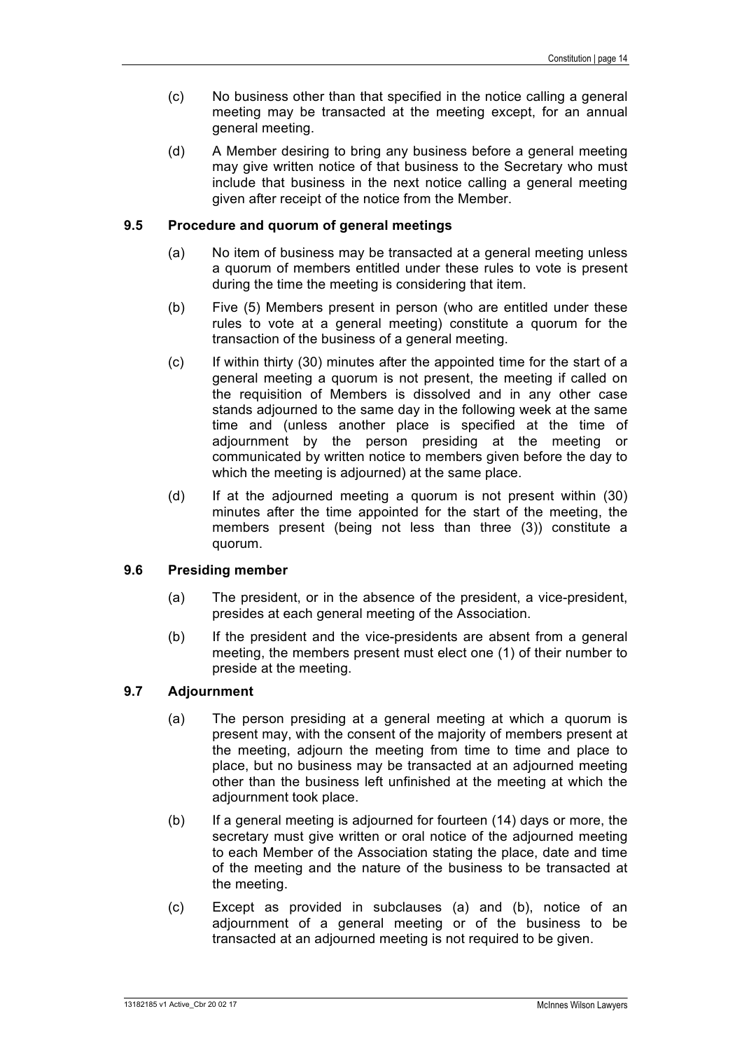(c) No business other than that specified in the notice calling a general meeting may be transacted at the meeting except, for an annual general meeting.

(d) A Member desiring to bring any business before a general meeting may give written notice of that business to the Secretary who must include that business in the next notice calling a general meeting given after receipt of the notice from the Member.

### 9.5 Procedure and quorum of general meetings

(a) No item of business may be transacted at a general meeting unless a quorum of members entitled under these rules to vote is present during the time the meeting is considering that item.

(b) Five (5) Members present in person (who are entitled under these rules to vote at a general meeting) constitute a quorum for the transaction of the business of a general meeting.

(c) If within thirty (30) minutes after the appointed time for the start of a general meeting a quorum is not present, the meeting if called on the requisition of Members is dissolved and in any other case stands adjourned to the same day in the following week at the same time and (unless another place is specified at the time of adjournment by the person presiding at the meeting or communicated by written notice to members given before the day to which the meeting is adjourned) at the same place.

(d) If at the adjourned meeting a quorum is not present within (30) minutes after the time appointed for the start of the meeting, the members present (being not less than three (3)) constitute a quorum.

### 9.6 Presiding member

(a) The president, or in the absence of the president, a vice-president, presides at each general meeting of the Association.

(b) If the president and the vice-presidents are absent from a general meeting, the members present must elect one (1) of their number to preside at the meeting.

### 9.7 Adjournment

(a) The person presiding at a general meeting at which a quorum is present may, with the consent of the majority of members present at the meeting, adjourn the meeting from time to time and place to place, but no business may be transacted at an adjourned meeting other than the business left unfinished at the meeting at which the adjournment took place.

(b) If a general meeting is adjourned for fourteen (14) days or more, the secretary must give written or oral notice of the adjourned meeting to each Member of the Association stating the place, date and time of the meeting and the nature of the business to be transacted at the meeting.

(c) Except as provided in subclauses (a) and (b), notice of an adjournment of a general meeting or of the business to be transacted at an adjourned meeting is not required to be given.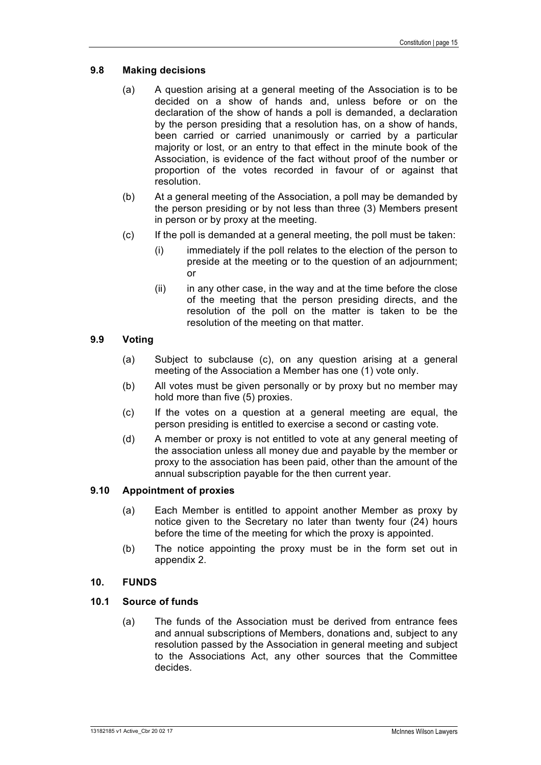### 9.8 Making decisions

(a) A question arising at a general meeting of the Association is to be decided on a show of hands and, unless before or on the declaration of the show of hands a poll is demanded, a declaration by the person presiding that a resolution has, on a show of hands, been carried or carried unanimously or carried by a particular majority or lost, or an entry to that effect in the minute book of the Association, is evidence of the fact without proof of the number or proportion of the votes recorded in favour of or against that resolution.

(b) At a general meeting of the Association, a poll may be demanded by the person presiding or by not less than three (3) Members present in person or by proxy at the meeting.

(c) If the poll is demanded at a general meeting, the poll must be taken:

(i) immediately if the poll relates to the election of the person to preside at the meeting or to the question of an adjournment; or

(ii) in any other case, in the way and at the time before the close of the meeting that the person presiding directs, and the resolution of the poll on the matter is taken to be the resolution of the meeting on that matter.

### 9.9 Voting

(a) Subject to subclause (c), on any question arising at a general meeting of the Association a Member has one (1) vote only.

(b) All votes must be given personally or by proxy but no member may hold more than five (5) proxies.

(c) If the votes on a question at a general meeting are equal, the person presiding is entitled to exercise a second or casting vote.

(d) A member or proxy is not entitled to vote at any general meeting of the association unless all money due and payable by the member or proxy to the association has been paid, other than the amount of the annual subscription payable for the then current year.

### 9.10 Appointment of proxies

(a) Each Member is entitled to appoint another Member as proxy by notice given to the Secretary no later than twenty four (24) hours before the time of the meeting for which the proxy is appointed.

(b) The notice appointing the proxy must be in the form set out in appendix 2.

## 10. FUNDS

### 10.1 Source of funds

(a) The funds of the Association must be derived from entrance fees and annual subscriptions of Members, donations and, subject to any resolution passed by the Association in general meeting and subject to the Associations Act, any other sources that the Committee decides.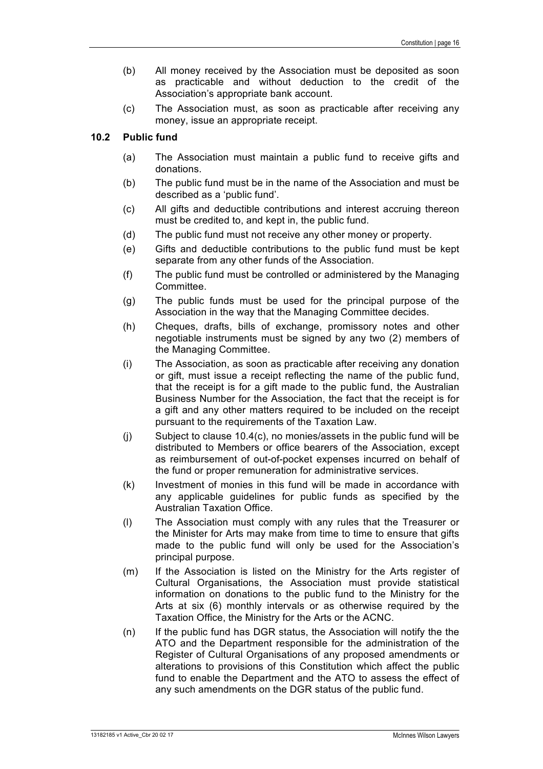(b) All money received by the Association must be deposited as soon as practicable and without deduction to the credit of the Association's appropriate bank account.

(c) The Association must, as soon as practicable after receiving any money, issue an appropriate receipt.

### 10.2 Public fund

(a) The Association must maintain a public fund to receive gifts and donations.

(b) The public fund must be in the name of the Association and must be described as a 'public fund'.

(c) All gifts and deductible contributions and interest accruing thereon must be credited to, and kept in, the public fund.

(d) The public fund must not receive any other money or property.

(e) Gifts and deductible contributions to the public fund must be kept separate from any other funds of the Association.

(f) The public fund must be controlled or administered by the Managing Committee.

(g) The public funds must be used for the principal purpose of the Association in the way that the Managing Committee decides.

(h) Cheques, drafts, bills of exchange, promissory notes and other negotiable instruments must be signed by any two (2) members of the Managing Committee.

(i) The Association, as soon as practicable after receiving any donation or gift, must issue a receipt reflecting the name of the public fund, that the receipt is for a gift made to the public fund, the Australian Business Number for the Association, the fact that the receipt is for a gift and any other matters required to be included on the receipt pursuant to the requirements of the Taxation Law.

(j) Subject to clause 10.4(c), no monies/assets in the public fund will be distributed to Members or office bearers of the Association, except as reimbursement of out-of-pocket expenses incurred on behalf of the fund or proper remuneration for administrative services.

(k) Investment of monies in this fund will be made in accordance with any applicable guidelines for public funds as specified by the Australian Taxation Office.

(l) The Association must comply with any rules that the Treasurer or the Minister for Arts may make from time to time to ensure that gifts made to the public fund will only be used for the Association's principal purpose.

(m) If the Association is listed on the Ministry for the Arts register of Cultural Organisations, the Association must provide statistical information on donations to the public fund to the Ministry for the Arts at six (6) monthly intervals or as otherwise required by the Taxation Office, the Ministry for the Arts or the ACNC.

(n) If the public fund has DGR status, the Association will notify the the ATO and the Department responsible for the administration of the Register of Cultural Organisations of any proposed amendments or alterations to provisions of this Constitution which affect the public fund to enable the Department and the ATO to assess the effect of any such amendments on the DGR status of the public fund.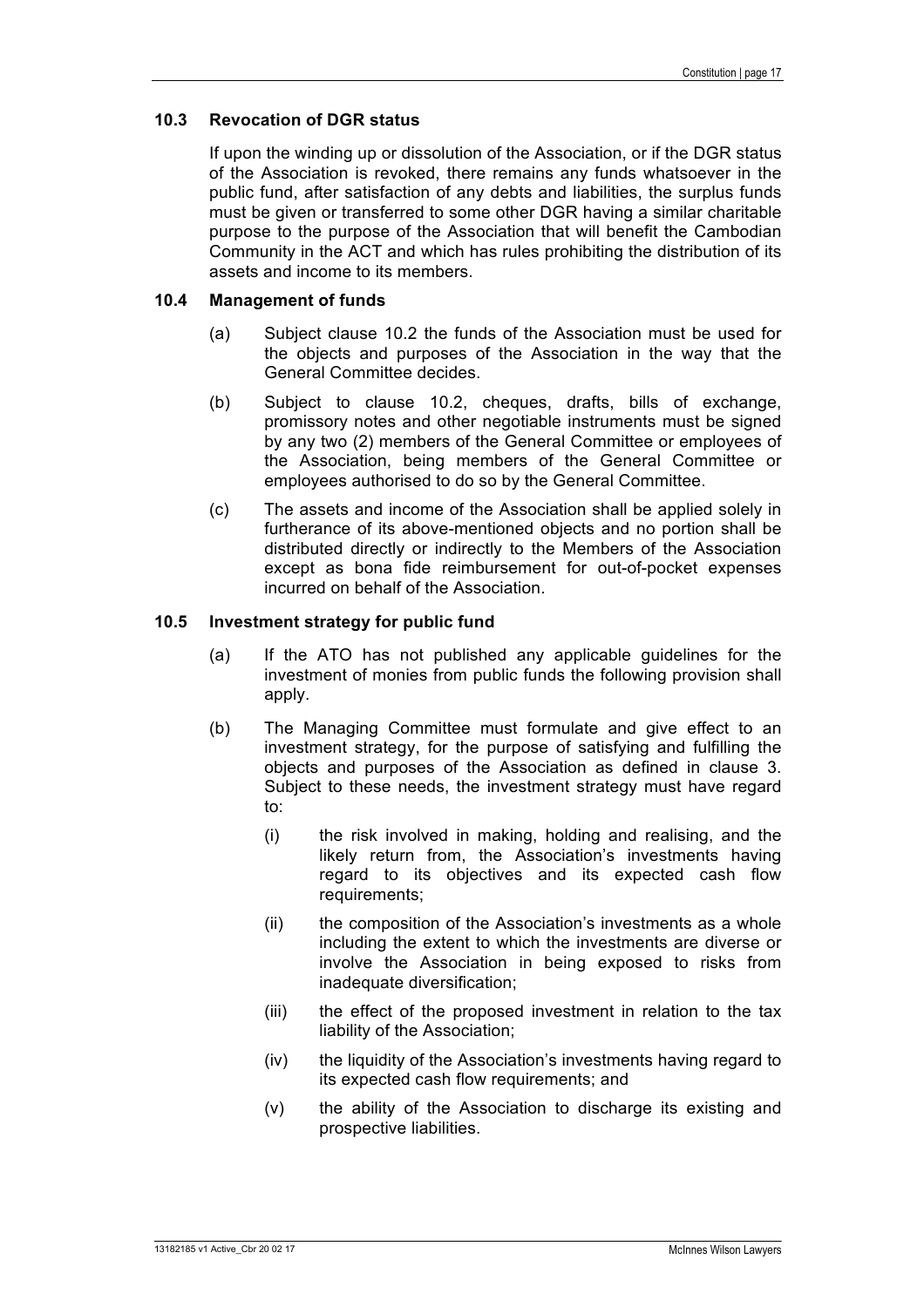### 10.3 Revocation of DGR status

If upon the winding up or dissolution of the Association, or if the DGR status of the Association is revoked, there remains any funds whatsoever in the public fund, after satisfaction of any debts and liabilities, the surplus funds must be given or transferred to some other DGR having a similar charitable purpose to the purpose of the Association that will benefit the Cambodian Community in the ACT and which has rules prohibiting the distribution of its assets and income to its members.

### 10.4 Management of funds

(a) Subject clause 10.2 the funds of the Association must be used for the objects and purposes of the Association in the way that the General Committee decides.

(b) Subject to clause 10.2, cheques, drafts, bills of exchange, promissory notes and other negotiable instruments must be signed by any two (2) members of the General Committee or employees of the Association, being members of the General Committee or employees authorised to do so by the General Committee.

(c) The assets and income of the Association shall be applied solely in furtherance of its above-mentioned objects and no portion shall be distributed directly or indirectly to the Members of the Association except as bona fide reimbursement for out-of-pocket expenses incurred on behalf of the Association.

### 10.5 Investment strategy for public fund

(a) If the ATO has not published any applicable guidelines for the investment of monies from public funds the following provision shall apply.

(b) The Managing Committee must formulate and give effect to an investment strategy, for the purpose of satisfying and fulfilling the objects and purposes of the Association as defined in clause 3. Subject to these needs, the investment strategy must have regard to:

  (i) the risk involved in making, holding and realising, and the likely return from, the Association's investments having regard to its objectives and its expected cash flow requirements;

  (ii) the composition of the Association's investments as a whole including the extent to which the investments are diverse or involve the Association in being exposed to risks from inadequate diversification;

  (iii) the effect of the proposed investment in relation to the tax liability of the Association;

  (iv) the liquidity of the Association's investments having regard to its expected cash flow requirements; and

  (v) the ability of the Association to discharge its existing and prospective liabilities.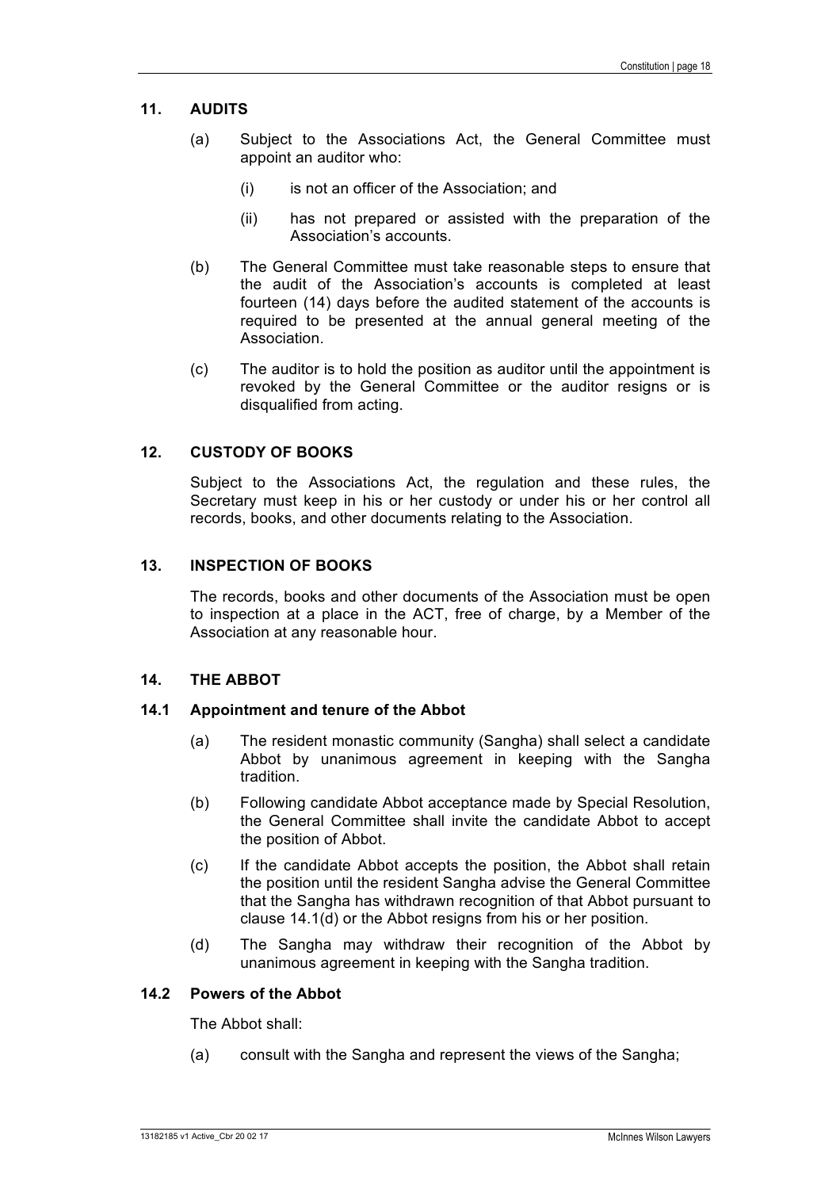## 11. AUDITS

(a) Subject to the Associations Act, the General Committee must appoint an auditor who:

(i) is not an officer of the Association; and

(ii) has not prepared or assisted with the preparation of the Association's accounts.

(b) The General Committee must take reasonable steps to ensure that the audit of the Association's accounts is completed at least fourteen (14) days before the audited statement of the accounts is required to be presented at the annual general meeting of the Association.

(c) The auditor is to hold the position as auditor until the appointment is revoked by the General Committee or the auditor resigns or is disqualified from acting.

## 12. CUSTODY OF BOOKS

Subject to the Associations Act, the regulation and these rules, the Secretary must keep in his or her custody or under his or her control all records, books, and other documents relating to the Association.

## 13. INSPECTION OF BOOKS

The records, books and other documents of the Association must be open to inspection at a place in the ACT, free of charge, by a Member of the Association at any reasonable hour.

## 14. THE ABBOT

### 14.1 Appointment and tenure of the Abbot

(a) The resident monastic community (Sangha) shall select a candidate Abbot by unanimous agreement in keeping with the Sangha tradition.

(b) Following candidate Abbot acceptance made by Special Resolution, the General Committee shall invite the candidate Abbot to accept the position of Abbot.

(c) If the candidate Abbot accepts the position, the Abbot shall retain the position until the resident Sangha advise the General Committee that the Sangha has withdrawn recognition of that Abbot pursuant to clause 14.1(d) or the Abbot resigns from his or her position.

(d) The Sangha may withdraw their recognition of the Abbot by unanimous agreement in keeping with the Sangha tradition.

### 14.2 Powers of the Abbot

The Abbot shall:

(a) consult with the Sangha and represent the views of the Sangha;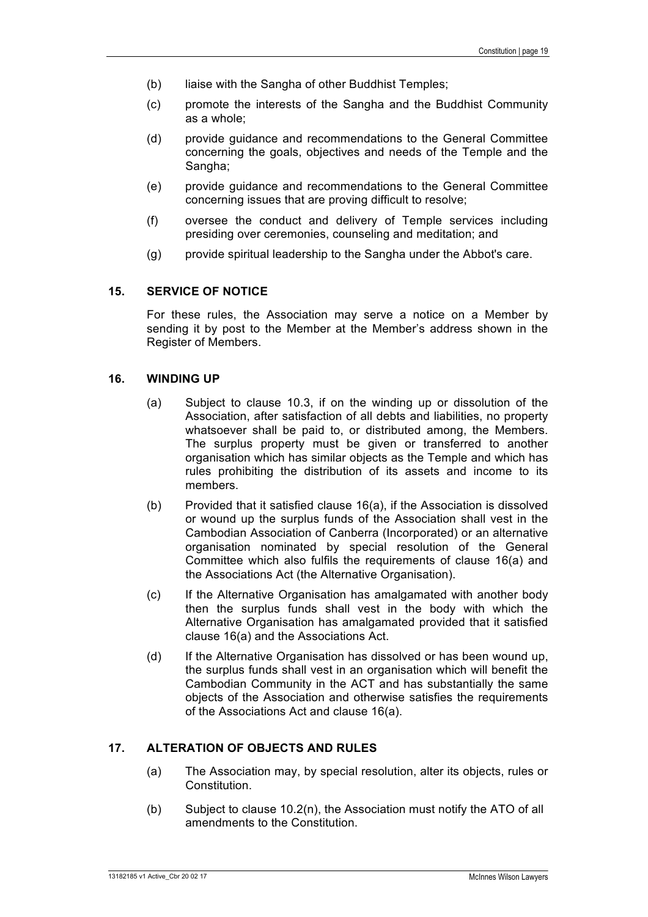(b) liaise with the Sangha of other Buddhist Temples;

(c) promote the interests of the Sangha and the Buddhist Community as a whole;

(d) provide guidance and recommendations to the General Committee concerning the goals, objectives and needs of the Temple and the Sangha;

(e) provide guidance and recommendations to the General Committee concerning issues that are proving difficult to resolve;

(f) oversee the conduct and delivery of Temple services including presiding over ceremonies, counseling and meditation; and

(g) provide spiritual leadership to the Sangha under the Abbot's care.

## 15. SERVICE OF NOTICE

For these rules, the Association may serve a notice on a Member by sending it by post to the Member at the Member's address shown in the Register of Members.

## 16. WINDING UP

(a) Subject to clause 10.3, if on the winding up or dissolution of the Association, after satisfaction of all debts and liabilities, no property whatsoever shall be paid to, or distributed among, the Members. The surplus property must be given or transferred to another organisation which has similar objects as the Temple and which has rules prohibiting the distribution of its assets and income to its members.

(b) Provided that it satisfied clause 16(a), if the Association is dissolved or wound up the surplus funds of the Association shall vest in the Cambodian Association of Canberra (Incorporated) or an alternative organisation nominated by special resolution of the General Committee which also fulfils the requirements of clause 16(a) and the Associations Act (the Alternative Organisation).

(c) If the Alternative Organisation has amalgamated with another body then the surplus funds shall vest in the body with which the Alternative Organisation has amalgamated provided that it satisfied clause 16(a) and the Associations Act.

(d) If the Alternative Organisation has dissolved or has been wound up, the surplus funds shall vest in an organisation which will benefit the Cambodian Community in the ACT and has substantially the same objects of the Association and otherwise satisfies the requirements of the Associations Act and clause 16(a).

## 17. ALTERATION OF OBJECTS AND RULES

(a) The Association may, by special resolution, alter its objects, rules or Constitution.

(b) Subject to clause 10.2(n), the Association must notify the ATO of all amendments to the Constitution.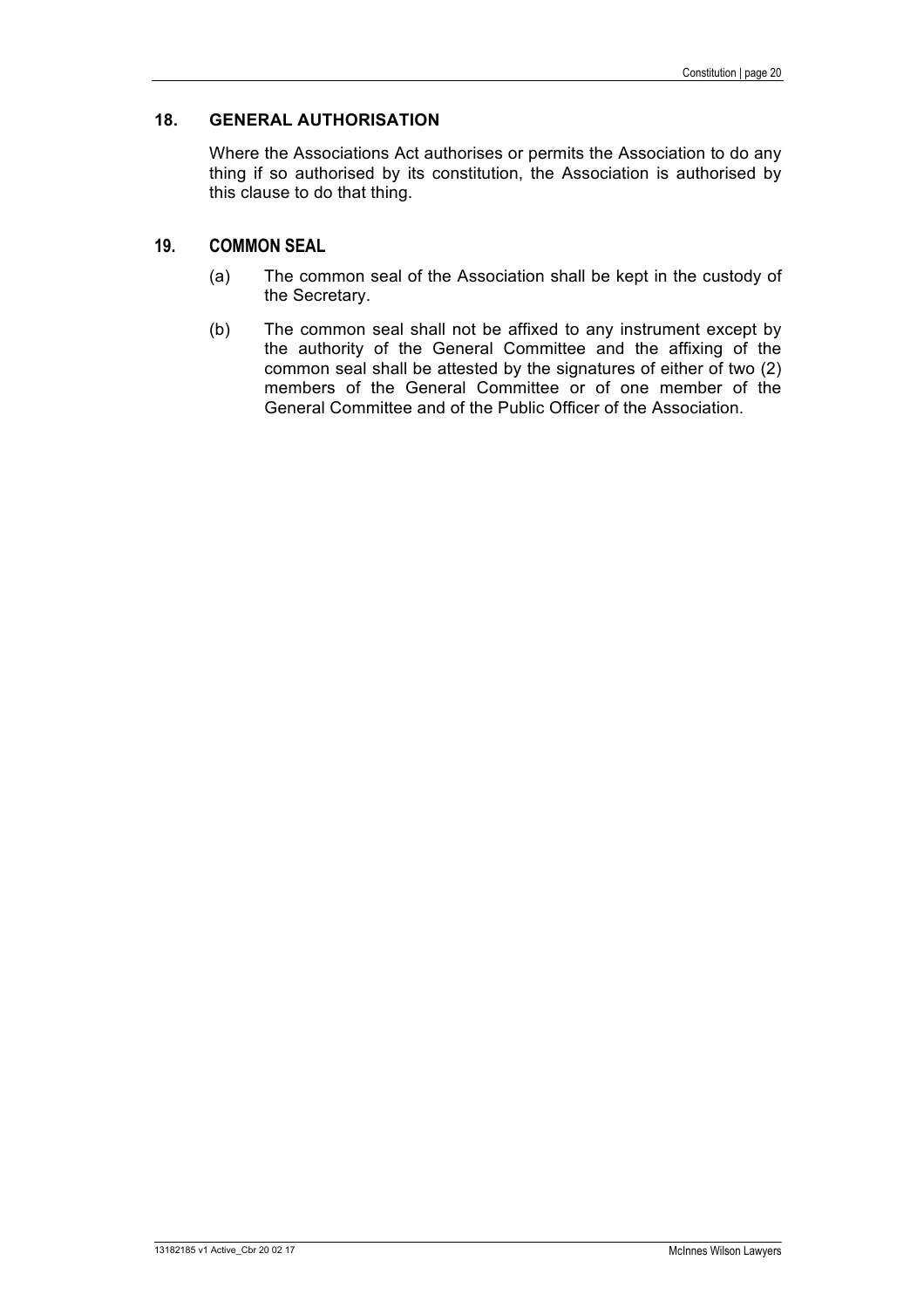## 18. GENERAL AUTHORISATION

Where the Associations Act authorises or permits the Association to do any thing if so authorised by its constitution, the Association is authorised by this clause to do that thing.

## 19. COMMON SEAL

(a) The common seal of the Association shall be kept in the custody of the Secretary.

(b) The common seal shall not be affixed to any instrument except by the authority of the General Committee and the affixing of the common seal shall be attested by the signatures of either of two (2) members of the General Committee or of one member of the General Committee and of the Public Officer of the Association.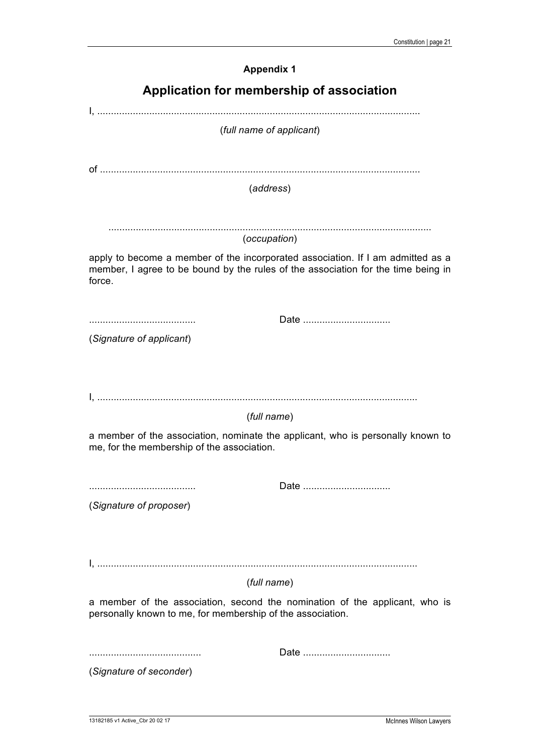## Appendix 1

# Application for membership of association

I, ......................................................................................................................

(*full name of applicant*)

of ......................................................................................................................

(*address*)

......................................................................................................................

(*occupation*)

apply to become a member of the incorporated association. If I am admitted as a member, I agree to be bound by the rules of the association for the time being in force.

....................................... Date ................................

(*Signature of applicant*)

I, ......................................................................................................................

(*full name*)

a member of the association, nominate the applicant, who is personally known to me, for the membership of the association.

....................................... Date ................................

(*Signature of proposer*)

I, ......................................................................................................................

(*full name*)

a member of the association, second the nomination of the applicant, who is personally known to me, for membership of the association.

......................................... Date ................................

(*Signature of seconder*)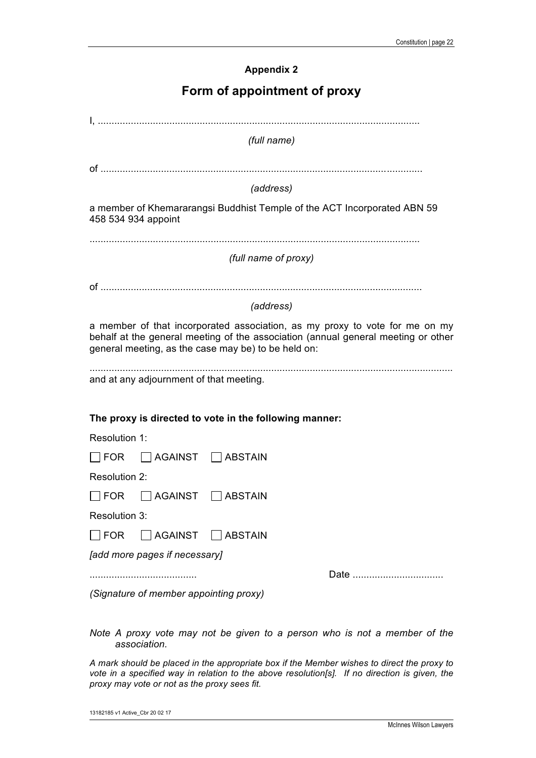**Appendix 2**

## Form of appointment of proxy

I, ....................................................................................................................

*(full name)*

of ....................................................................................................................

*(address)*

a member of Khemararangsi Buddhist Temple of the ACT Incorporated ABN 59 458 534 934 appoint

.......................................................................................................................

*(full name of proxy)*

of ....................................................................................................................

*(address)*

a member of that incorporated association, as my proxy to vote for me on my behalf at the general meeting of the association (annual general meeting or other general meeting, as the case may be) to be held on:

....................................................................................................................................
and at any adjournment of that meeting.

**The proxy is directed to vote in the following manner:**

Resolution 1:

☐ FOR ☐ AGAINST ☐ ABSTAIN

Resolution 2:

☐ FOR ☐ AGAINST ☐ ABSTAIN

Resolution 3:

☐ FOR ☐ AGAINST ☐ ABSTAIN

*[add more pages if necessary]*

....................................... Date .................................

*(Signature of member appointing proxy)*

*Note A proxy vote may not be given to a person who is not a member of the association.*

*A mark should be placed in the appropriate box if the Member wishes to direct the proxy to vote in a specified way in relation to the above resolution[s]. If no direction is given, the proxy may vote or not as the proxy sees fit.*